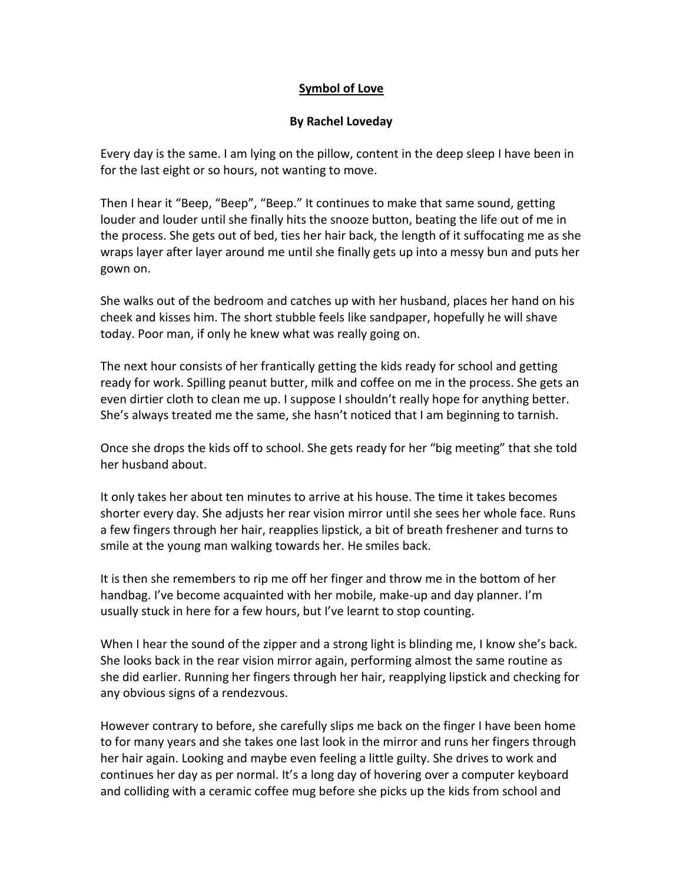**<u>Symbol of Love</u>**

**By Rachel Loveday**

Every day is the same. I am lying on the pillow, content in the deep sleep I have been in for the last eight or so hours, not wanting to move.

Then I hear it "Beep, "Beep", "Beep." It continues to make that same sound, getting louder and louder until she finally hits the snooze button, beating the life out of me in the process. She gets out of bed, ties her hair back, the length of it suffocating me as she wraps layer after layer around me until she finally gets up into a messy bun and puts her gown on.

She walks out of the bedroom and catches up with her husband, places her hand on his cheek and kisses him. The short stubble feels like sandpaper, hopefully he will shave today. Poor man, if only he knew what was really going on.

The next hour consists of her frantically getting the kids ready for school and getting ready for work. Spilling peanut butter, milk and coffee on me in the process. She gets an even dirtier cloth to clean me up. I suppose I shouldn't really hope for anything better. She's always treated me the same, she hasn't noticed that I am beginning to tarnish.

Once she drops the kids off to school. She gets ready for her "big meeting" that she told her husband about.

It only takes her about ten minutes to arrive at his house. The time it takes becomes shorter every day. She adjusts her rear vision mirror until she sees her whole face. Runs a few fingers through her hair, reapplies lipstick, a bit of breath freshener and turns to smile at the young man walking towards her. He smiles back.

It is then she remembers to rip me off her finger and throw me in the bottom of her handbag. I've become acquainted with her mobile, make-up and day planner. I'm usually stuck in here for a few hours, but I've learnt to stop counting.

When I hear the sound of the zipper and a strong light is blinding me, I know she's back. She looks back in the rear vision mirror again, performing almost the same routine as she did earlier. Running her fingers through her hair, reapplying lipstick and checking for any obvious signs of a rendezvous.

However contrary to before, she carefully slips me back on the finger I have been home to for many years and she takes one last look in the mirror and runs her fingers through her hair again. Looking and maybe even feeling a little guilty. She drives to work and continues her day as per normal. It's a long day of hovering over a computer keyboard and colliding with a ceramic coffee mug before she picks up the kids from school and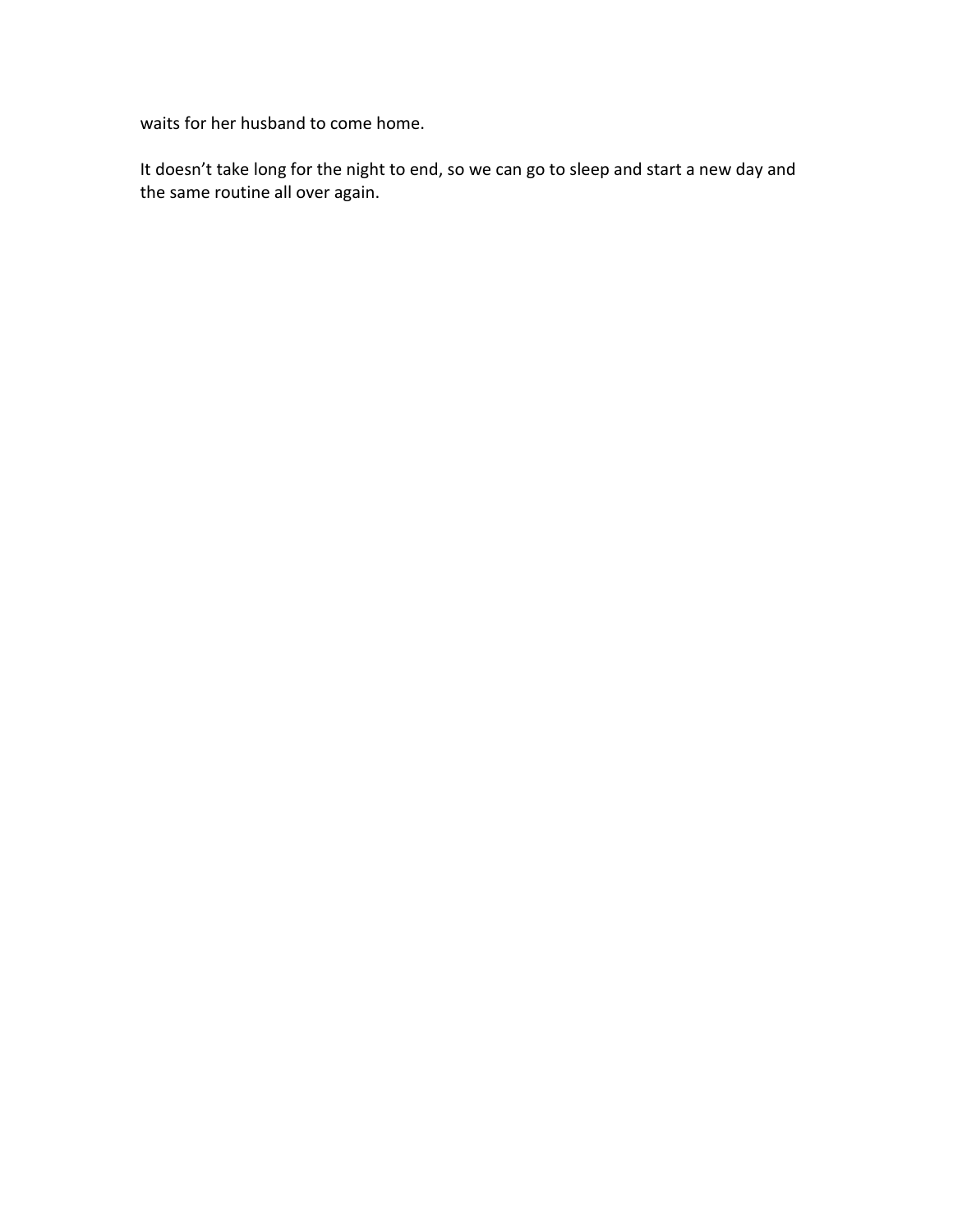waits for her husband to come home.

It doesn't take long for the night to end, so we can go to sleep and start a new day and the same routine all over again.